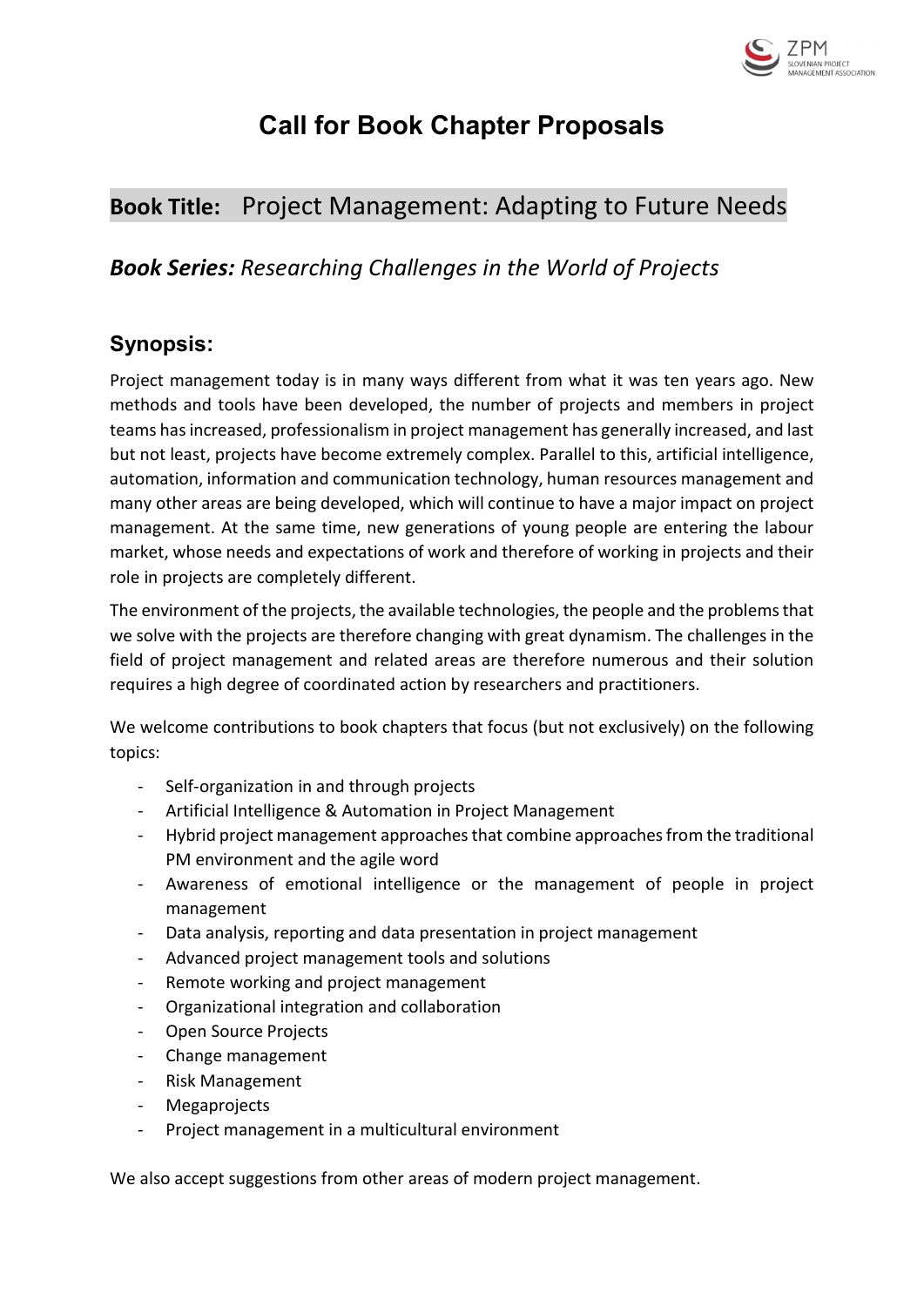# Call for Book Chapter Proposals

## **Book Title:** Project Management: Adapting to Future Needs

### ***Book Series:*** *Researching Challenges in the World of Projects*

## Synopsis:

Project management today is in many ways different from what it was ten years ago. New methods and tools have been developed, the number of projects and members in project teams has increased, professionalism in project management has generally increased, and last but not least, projects have become extremely complex. Parallel to this, artificial intelligence, automation, information and communication technology, human resources management and many other areas are being developed, which will continue to have a major impact on project management. At the same time, new generations of young people are entering the labour market, whose needs and expectations of work and therefore of working in projects and their role in projects are completely different.

The environment of the projects, the available technologies, the people and the problems that we solve with the projects are therefore changing with great dynamism. The challenges in the field of project management and related areas are therefore numerous and their solution requires a high degree of coordinated action by researchers and practitioners.

We welcome contributions to book chapters that focus (but not exclusively) on the following topics:

- Self-organization in and through projects
- Artificial Intelligence & Automation in Project Management
- Hybrid project management approaches that combine approaches from the traditional PM environment and the agile word
- Awareness of emotional intelligence or the management of people in project management
- Data analysis, reporting and data presentation in project management
- Advanced project management tools and solutions
- Remote working and project management
- Organizational integration and collaboration
- Open Source Projects
- Change management
- Risk Management
- Megaprojects
- Project management in a multicultural environment

We also accept suggestions from other areas of modern project management.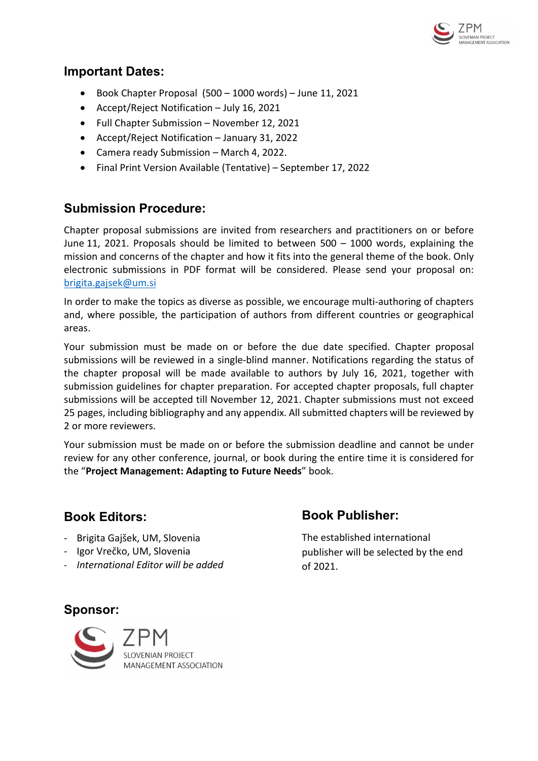## Important Dates:

- Book Chapter Proposal (500 – 1000 words) – June 11, 2021
- Accept/Reject Notification – July 16, 2021
- Full Chapter Submission – November 12, 2021
- Accept/Reject Notification – January 31, 2022
- Camera ready Submission – March 4, 2022.
- Final Print Version Available (Tentative) – September 17, 2022

## Submission Procedure:

Chapter proposal submissions are invited from researchers and practitioners on or before June 11, 2021. Proposals should be limited to between 500 – 1000 words, explaining the mission and concerns of the chapter and how it fits into the general theme of the book. Only electronic submissions in PDF format will be considered. Please send your proposal on: brigita.gajsek@um.si

In order to make the topics as diverse as possible, we encourage multi-authoring of chapters and, where possible, the participation of authors from different countries or geographical areas.

Your submission must be made on or before the due date specified. Chapter proposal submissions will be reviewed in a single-blind manner. Notifications regarding the status of the chapter proposal will be made available to authors by July 16, 2021, together with submission guidelines for chapter preparation. For accepted chapter proposals, full chapter submissions will be accepted till November 12, 2021. Chapter submissions must not exceed 25 pages, including bibliography and any appendix. All submitted chapters will be reviewed by 2 or more reviewers.

Your submission must be made on or before the submission deadline and cannot be under review for any other conference, journal, or book during the entire time it is considered for the "**Project Management: Adapting to Future Needs**" book.

## Book Editors:

- Brigita Gajšek, UM, Slovenia
- Igor Vrečko, UM, Slovenia
- *International Editor will be added*

## Book Publisher:

The established international publisher will be selected by the end of 2021.

## Sponsor:

ZPM
SLOVENIAN PROJECT MANAGEMENT ASSOCIATION